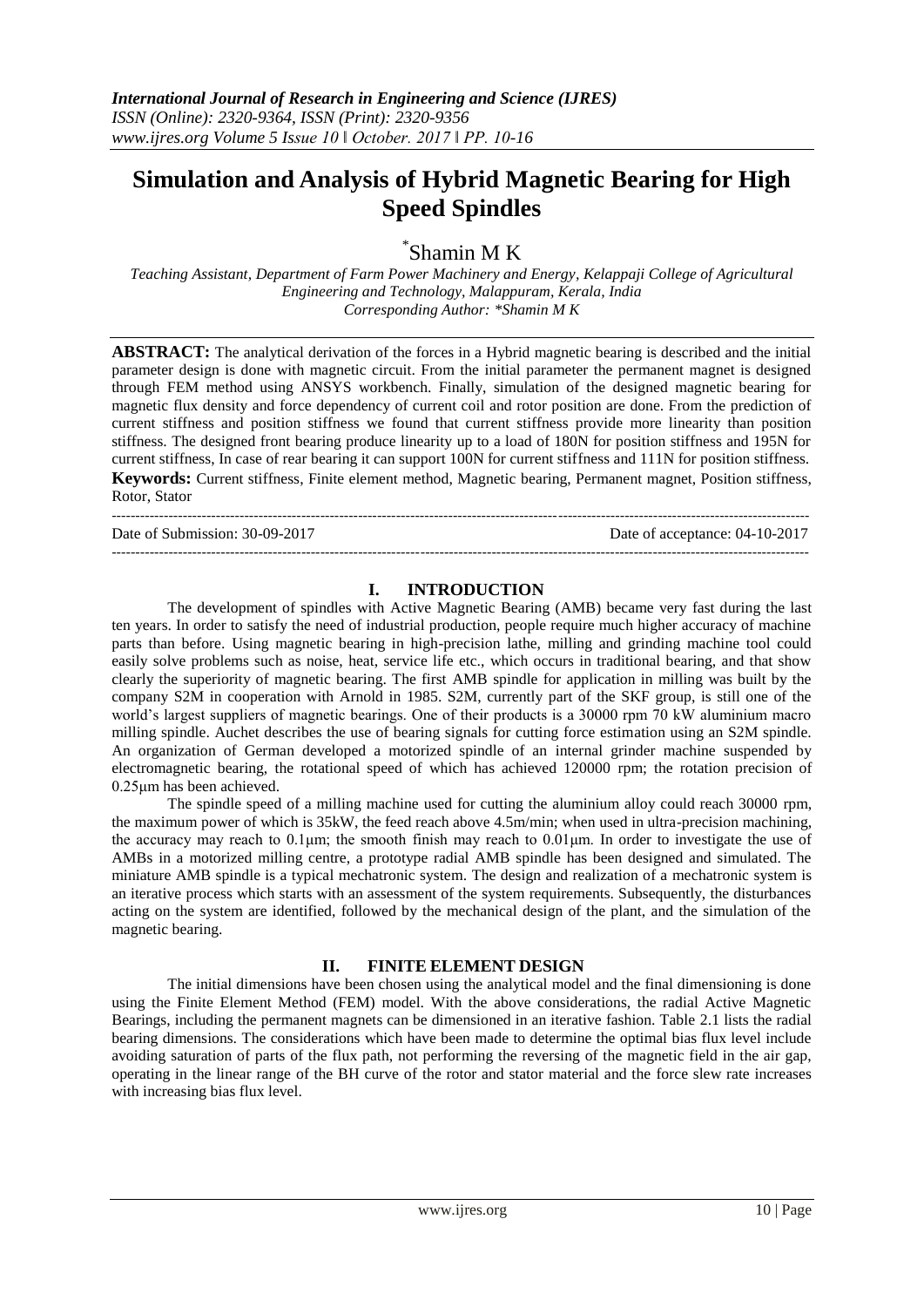# Simulation and Analysis of Hybrid Magnetic Bearing for High Speed Spindles

[*]Shamin M K

*Teaching Assistant, Department of Farm Power Machinery and Energy, Kelappaji College of Agricultural Engineering and Technology, Malappuram, Kerala, India*
*Corresponding Author: *Shamin M K*

**ABSTRACT:** The analytical derivation of the forces in a Hybrid magnetic bearing is described and the initial parameter design is done with magnetic circuit. From the initial parameter the permanent magnet is designed through FEM method using ANSYS workbench. Finally, simulation of the designed magnetic bearing for magnetic flux density and force dependency of current coil and rotor position are done. From the prediction of current stiffness and position stiffness we found that current stiffness provide more linearity than position stiffness. The designed front bearing produce linearity up to a load of 180N for position stiffness and 195N for current stiffness, In case of rear bearing it can support 100N for current stiffness and 111N for position stiffness.

**Keywords:** Current stiffness, Finite element method, Magnetic bearing, Permanent magnet, Position stiffness, Rotor, Stator

---

Date of Submission: 30-09-2017 Date of acceptance: 04-10-2017

---

## I. INTRODUCTION

The development of spindles with Active Magnetic Bearing (AMB) became very fast during the last ten years. In order to satisfy the need of industrial production, people require much higher accuracy of machine parts than before. Using magnetic bearing in high-precision lathe, milling and grinding machine tool could easily solve problems such as noise, heat, service life etc., which occurs in traditional bearing, and that show clearly the superiority of magnetic bearing. The first AMB spindle for application in milling was built by the company S2M in cooperation with Arnold in 1985. S2M, currently part of the SKF group, is still one of the world's largest suppliers of magnetic bearings. One of their products is a 30000 rpm 70 kW aluminium macro milling spindle. Auchet describes the use of bearing signals for cutting force estimation using an S2M spindle. An organization of German developed a motorized spindle of an internal grinder machine suspended by electromagnetic bearing, the rotational speed of which has achieved 120000 rpm; the rotation precision of 0.25μm has been achieved.

The spindle speed of a milling machine used for cutting the aluminium alloy could reach 30000 rpm, the maximum power of which is 35kW, the feed reach above 4.5m/min; when used in ultra-precision machining, the accuracy may reach to 0.1μm; the smooth finish may reach to 0.01μm. In order to investigate the use of AMBs in a motorized milling centre, a prototype radial AMB spindle has been designed and simulated. The miniature AMB spindle is a typical mechatronic system. The design and realization of a mechatronic system is an iterative process which starts with an assessment of the system requirements. Subsequently, the disturbances acting on the system are identified, followed by the mechanical design of the plant, and the simulation of the magnetic bearing.

## II. FINITE ELEMENT DESIGN

The initial dimensions have been chosen using the analytical model and the final dimensioning is done using the Finite Element Method (FEM) model. With the above considerations, the radial Active Magnetic Bearings, including the permanent magnets can be dimensioned in an iterative fashion. Table 2.1 lists the radial bearing dimensions. The considerations which have been made to determine the optimal bias flux level include avoiding saturation of parts of the flux path, not performing the reversing of the magnetic field in the air gap, operating in the linear range of the BH curve of the rotor and stator material and the force slew rate increases with increasing bias flux level.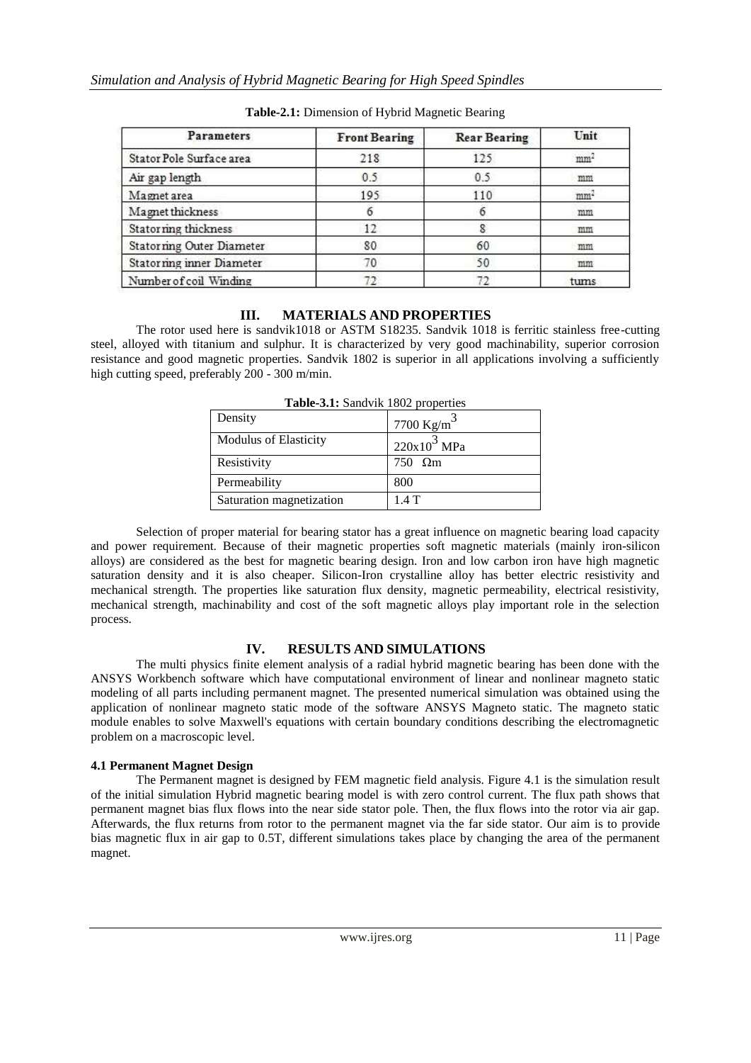**Table-2.1:** Dimension of Hybrid Magnetic Bearing

| Parameters | Front Bearing | Rear Bearing | Unit |
|---|---|---|---|
| Stator Pole Surface area | 218 | 125 | $mm^2$ |
| Air gap length | 0.5 | 0.5 | mm |
| Magnet area | 195 | 110 | $mm^2$ |
| Magnet thickness | 6 | 6 | mm |
| Stator ring thickness | 12 | 8 | mm |
| Stator ring Outer Diameter | 80 | 60 | mm |
| Stator ring inner Diameter | 70 | 50 | mm |
| Number of coil Winding | 72 | 72 | turns |

## III. MATERIALS AND PROPERTIES

The rotor used here is sandvik1018 or ASTM S18235. Sandvik 1018 is ferritic stainless free-cutting steel, alloyed with titanium and sulphur. It is characterized by very good machinability, superior corrosion resistance and good magnetic properties. Sandvik 1802 is superior in all applications involving a sufficiently high cutting speed, preferably 200 - 300 m/min.

**Table-3.1:** Sandvik 1802 properties

| | |
|---|---|
| Density | 7700 $Kg/m^3$ |
| Modulus of Elasticity | $220x10^3$ MPa |
| Resistivity | 750 $\Omega$m |
| Permeability | 800 |
| Saturation magnetization | 1.4 T |

Selection of proper material for bearing stator has a great influence on magnetic bearing load capacity and power requirement. Because of their magnetic properties soft magnetic materials (mainly iron-silicon alloys) are considered as the best for magnetic bearing design. Iron and low carbon iron have high magnetic saturation density and it is also cheaper. Silicon-Iron crystalline alloy has better electric resistivity and mechanical strength. The properties like saturation flux density, magnetic permeability, electrical resistivity, mechanical strength, machinability and cost of the soft magnetic alloys play important role in the selection process.

## IV. RESULTS AND SIMULATIONS

The multi physics finite element analysis of a radial hybrid magnetic bearing has been done with the ANSYS Workbench software which have computational environment of linear and nonlinear magneto static modeling of all parts including permanent magnet. The presented numerical simulation was obtained using the application of nonlinear magneto static mode of the software ANSYS Magneto static. The magneto static module enables to solve Maxwell's equations with certain boundary conditions describing the electromagnetic problem on a macroscopic level.

### 4.1 Permanent Magnet Design

The Permanent magnet is designed by FEM magnetic field analysis. Figure 4.1 is the simulation result of the initial simulation Hybrid magnetic bearing model is with zero control current. The flux path shows that permanent magnet bias flux flows into the near side stator pole. Then, the flux flows into the rotor via air gap. Afterwards, the flux returns from rotor to the permanent magnet via the far side stator. Our aim is to provide bias magnetic flux in air gap to 0.5T, different simulations takes place by changing the area of the permanent magnet.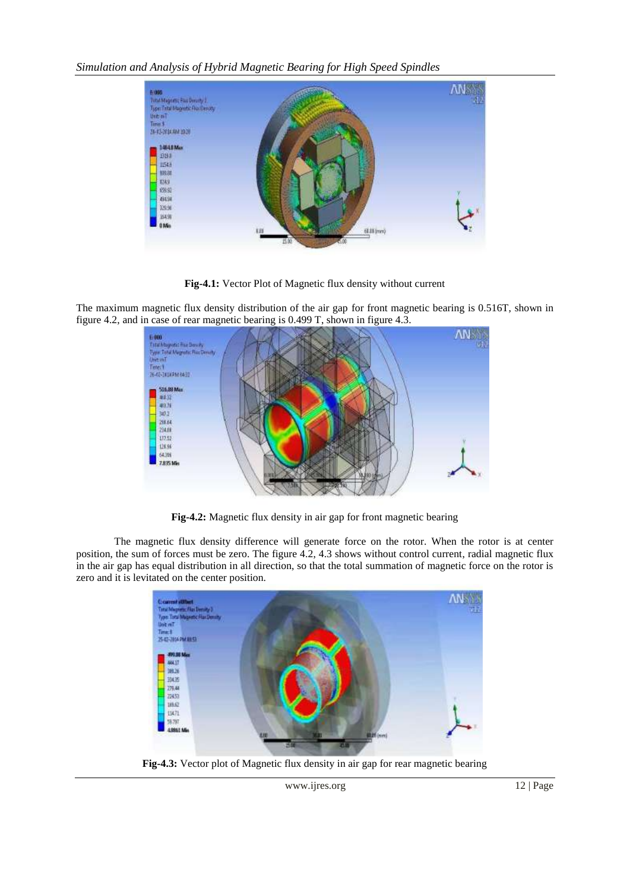**Fig-4.1:** Vector Plot of Magnetic flux density without current

The maximum magnetic flux density distribution of the air gap for front magnetic bearing is 0.516T, shown in figure 4.2, and in case of rear magnetic bearing is 0.499 T, shown in figure 4.3.

**Fig-4.2:** Magnetic flux density in air gap for front magnetic bearing

The magnetic flux density difference will generate force on the rotor. When the rotor is at center position, the sum of forces must be zero. The figure 4.2, 4.3 shows without control current, radial magnetic flux in the air gap has equal distribution in all direction, so that the total summation of magnetic force on the rotor is zero and it is levitated on the center position.

**Fig-4.3:** Vector plot of Magnetic flux density in air gap for rear magnetic bearing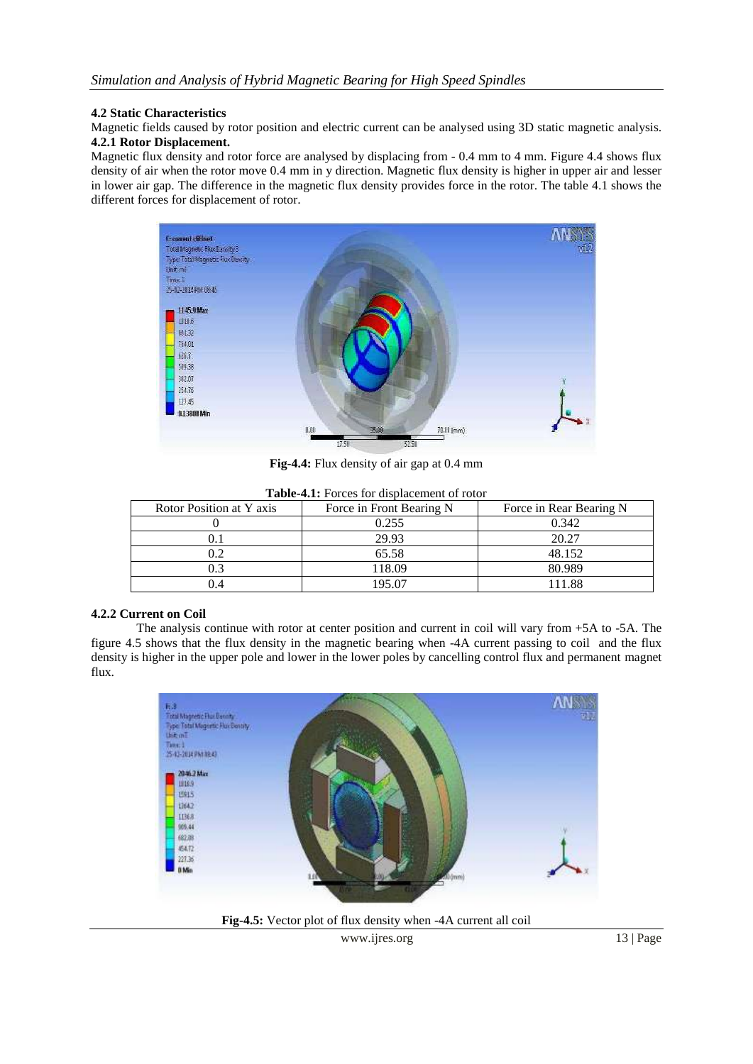### 4.2 Static Characteristics

Magnetic fields caused by rotor position and electric current can be analysed using 3D static magnetic analysis.

### 4.2.1 Rotor Displacement.

Magnetic flux density and rotor force are analysed by displacing from - 0.4 mm to 4 mm. Figure 4.4 shows flux density of air when the rotor move 0.4 mm in y direction. Magnetic flux density is higher in upper air and lesser in lower air gap. The difference in the magnetic flux density provides force in the rotor. The table 4.1 shows the different forces for displacement of rotor.

**Fig-4.4:** Flux density of air gap at 0.4 mm

**Table-4.1:** Forces for displacement of rotor

| Rotor Position at Y axis | Force in Front Bearing N | Force in Rear Bearing N |
| --- | --- | --- |
| 0 | 0.255 | 0.342 |
| 0.1 | 29.93 | 20.27 |
| 0.2 | 65.58 | 48.152 |
| 0.3 | 118.09 | 80.989 |
| 0.4 | 195.07 | 111.88 |

### 4.2.2 Current on Coil

The analysis continue with rotor at center position and current in coil will vary from +5A to -5A. The figure 4.5 shows that the flux density in the magnetic bearing when -4A current passing to coil and the flux density is higher in the upper pole and lower in the lower poles by cancelling control flux and permanent magnet flux.

**Fig-4.5:** Vector plot of flux density when -4A current all coil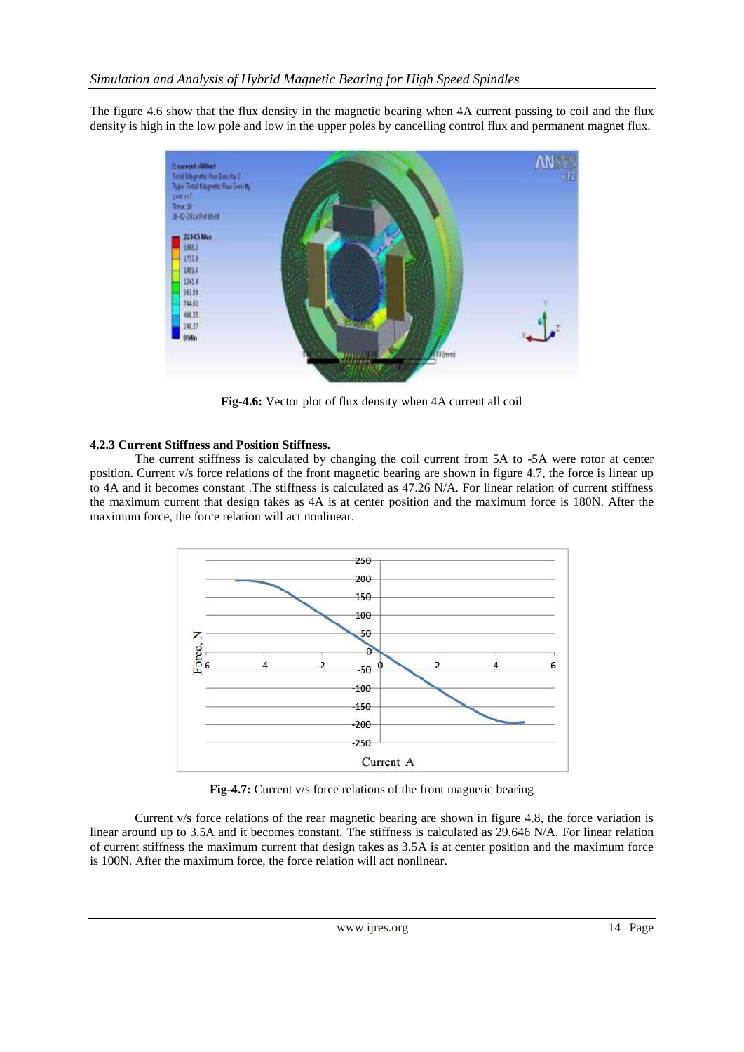The figure 4.6 show that the flux density in the magnetic bearing when 4A current passing to coil and the flux density is high in the low pole and low in the upper poles by cancelling control flux and permanent magnet flux.

**Fig-4.6:** Vector plot of flux density when 4A current all coil

### 4.2.3 Current Stiffness and Position Stiffness.

The current stiffness is calculated by changing the coil current from 5A to -5A were rotor at center position. Current v/s force relations of the front magnetic bearing are shown in figure 4.7, the force is linear up to 4A and it becomes constant .The stiffness is calculated as 47.26 N/A. For linear relation of current stiffness the maximum current that design takes as 4A is at center position and the maximum force is 180N. After the maximum force, the force relation will act nonlinear.

**Fig-4.7:** Current v/s force relations of the front magnetic bearing

Current v/s force relations of the rear magnetic bearing are shown in figure 4.8, the force variation is linear around up to 3.5A and it becomes constant. The stiffness is calculated as 29.646 N/A. For linear relation of current stiffness the maximum current that design takes as 3.5A is at center position and the maximum force is 100N. After the maximum force, the force relation will act nonlinear.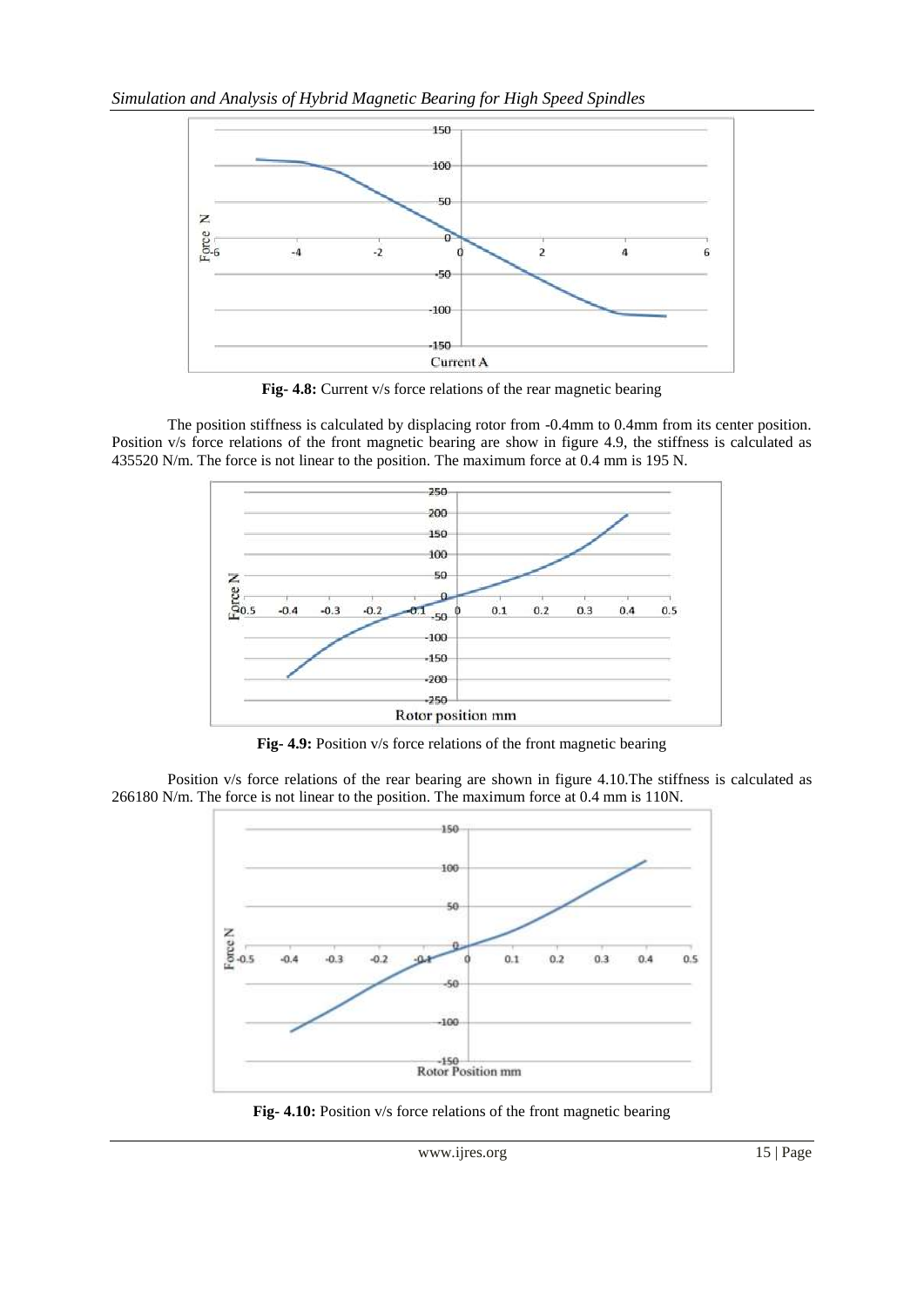Fig- 4.8: Current v/s force relations of the rear magnetic bearing

The position stiffness is calculated by displacing rotor from -0.4mm to 0.4mm from its center position. Position v/s force relations of the front magnetic bearing are show in figure 4.9, the stiffness is calculated as 435520 N/m. The force is not linear to the position. The maximum force at 0.4 mm is 195 N.

Fig- 4.9: Position v/s force relations of the front magnetic bearing

Position v/s force relations of the rear bearing are shown in figure 4.10.The stiffness is calculated as 266180 N/m. The force is not linear to the position. The maximum force at 0.4 mm is 110N.

Fig- 4.10: Position v/s force relations of the front magnetic bearing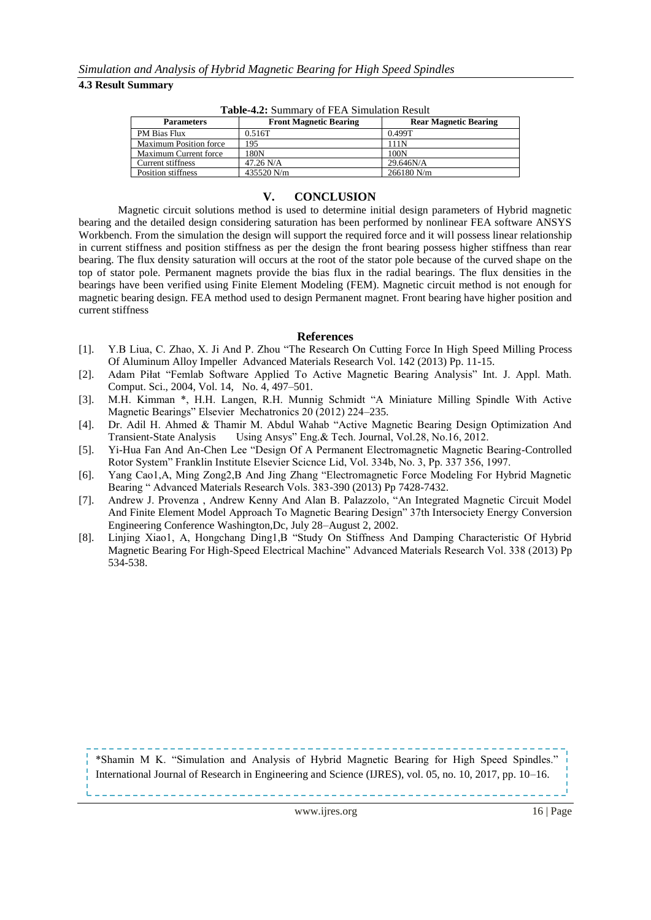### 4.3 Result Summary

**Table-4.2:** Summary of FEA Simulation Result

| Parameters | Front Magnetic Bearing | Rear Magnetic Bearing |
|---|---|---|
| PM Bias Flux | 0.516T | 0.499T |
| Maximum Position force | 195 | 111N |
| Maximum Current force | 180N | 100N |
| Current stiffness | 47.26 N/A | 29.646N/A |
| Position stiffness | 435520 N/m | 266180 N/m |

## V. CONCLUSION

Magnetic circuit solutions method is used to determine initial design parameters of Hybrid magnetic bearing and the detailed design considering saturation has been performed by nonlinear FEA software ANSYS Workbench. From the simulation the design will support the required force and it will possess linear relationship in current stiffness and position stiffness as per the design the front bearing possess higher stiffness than rear bearing. The flux density saturation will occurs at the root of the stator pole because of the curved shape on the top of stator pole. Permanent magnets provide the bias flux in the radial bearings. The flux densities in the bearings have been verified using Finite Element Modeling (FEM). Magnetic circuit method is not enough for magnetic bearing design. FEA method used to design Permanent magnet. Front bearing have higher position and current stiffness

## References

[1]. Y.B Liua, C. Zhao, X. Ji And P. Zhou "The Research On Cutting Force In High Speed Milling Process Of Aluminum Alloy Impeller Advanced Materials Research Vol. 142 (2013) Pp. 11-15.

[2]. Adam Piłat "Femlab Software Applied To Active Magnetic Bearing Analysis" Int. J. Appl. Math. Comput. Sci., 2004, Vol. 14, No. 4, 497–501.

[3]. M.H. Kimman *, H.H. Langen, R.H. Munnig Schmidt "A Miniature Milling Spindle With Active Magnetic Bearings" Elsevier Mechatronics 20 (2012) 224–235.

[4]. Dr. Adil H. Ahmed & Thamir M. Abdul Wahab "Active Magnetic Bearing Design Optimization And Transient-State Analysis Using Ansys" Eng.& Tech. Journal, Vol.28, No.16, 2012.

[5]. Yi-Hua Fan And An-Chen Lee "Design Of A Permanent Electromagnetic Magnetic Bearing-Controlled Rotor System" Franklin Institute Elsevier Scicnce Lid, Vol. 334b, No. 3, Pp. 337 356, 1997.

[6]. Yang Cao1,A, Ming Zong2,B And Jing Zhang "Electromagnetic Force Modeling For Hybrid Magnetic Bearing " Advanced Materials Research Vols. 383-390 (2013) Pp 7428-7432.

[7]. Andrew J. Provenza , Andrew Kenny And Alan B. Palazzolo, "An Integrated Magnetic Circuit Model And Finite Element Model Approach To Magnetic Bearing Design" 37th Intersociety Energy Conversion Engineering Conference Washington,Dc, July 28–August 2, 2002.

[8]. Linjing Xiao1, A, Hongchang Ding1,B "Study On Stiffness And Damping Characteristic Of Hybrid Magnetic Bearing For High-Speed Electrical Machine" Advanced Materials Research Vol. 338 (2013) Pp 534-538.

*Shamin M K. "Simulation and Analysis of Hybrid Magnetic Bearing for High Speed Spindles." International Journal of Research in Engineering and Science (IJRES), vol. 05, no. 10, 2017, pp. 10–16.